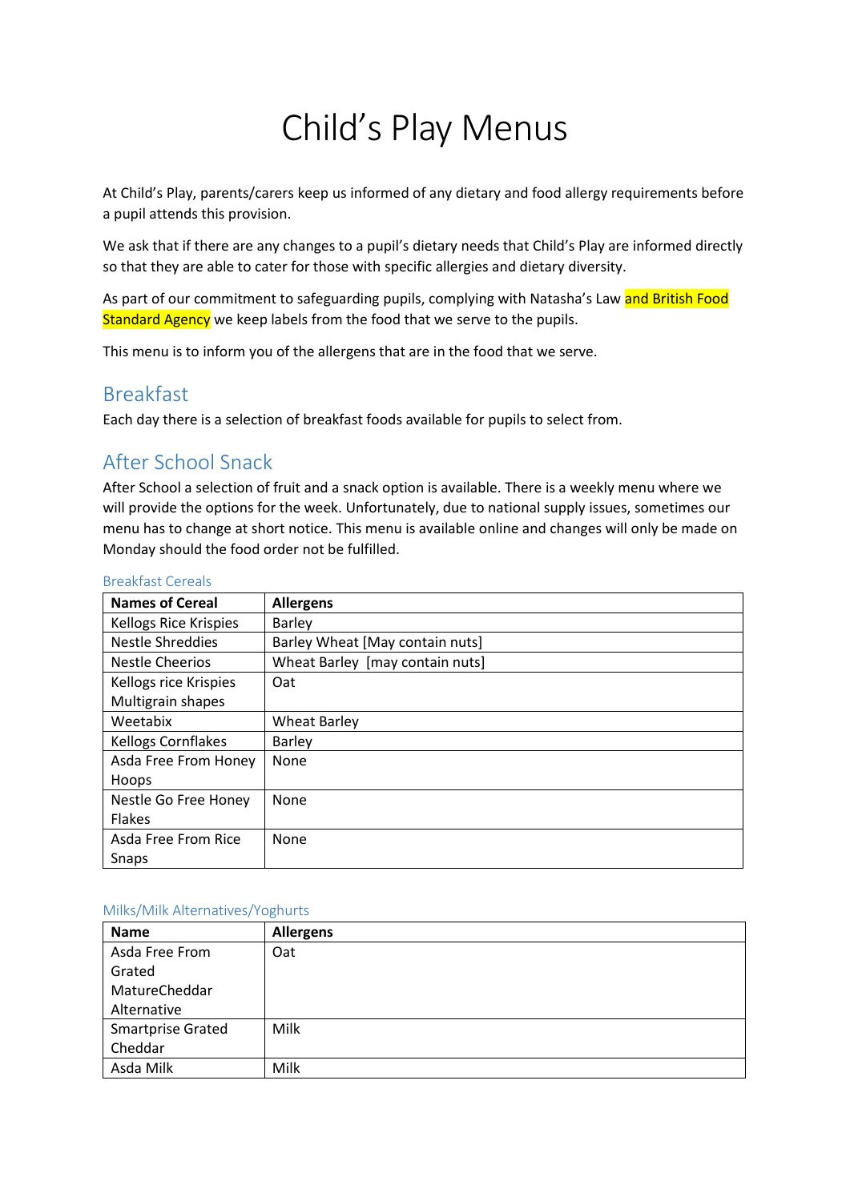# Child's Play Menus

At Child's Play, parents/carers keep us informed of any dietary and food allergy requirements before a pupil attends this provision.

We ask that if there are any changes to a pupil's dietary needs that Child's Play are informed directly so that they are able to cater for those with specific allergies and dietary diversity.

As part of our commitment to safeguarding pupils, complying with Natasha's Law and British Food Standard Agency we keep labels from the food that we serve to the pupils.

This menu is to inform you of the allergens that are in the food that we serve.

## Breakfast

Each day there is a selection of breakfast foods available for pupils to select from.

## After School Snack

After School a selection of fruit and a snack option is available. There is a weekly menu where we will provide the options for the week. Unfortunately, due to national supply issues, sometimes our menu has to change at short notice. This menu is available online and changes will only be made on Monday should the food order not be fulfilled.

### Breakfast Cereals

| Names of Cereal | Allergens |
|---|---|
| Kellogs Rice Krispies | Barley |
| Nestle Shreddies | Barley Wheat [May contain nuts] |
| Nestle Cheerios | Wheat Barley [may contain nuts] |
| Kellogs rice Krispies Multigrain shapes | Oat |
| Weetabix | Wheat Barley |
| Kellogs Cornflakes | Barley |
| Asda Free From Honey Hoops | None |
| Nestle Go Free Honey Flakes | None |
| Asda Free From Rice Snaps | None |

### Milks/Milk Alternatives/Yoghurts

| Name | Allergens |
|---|---|
| Asda Free From Grated MatureCheddar Alternative | Oat |
| Smartprise Grated Cheddar | Milk |
| Asda Milk | Milk |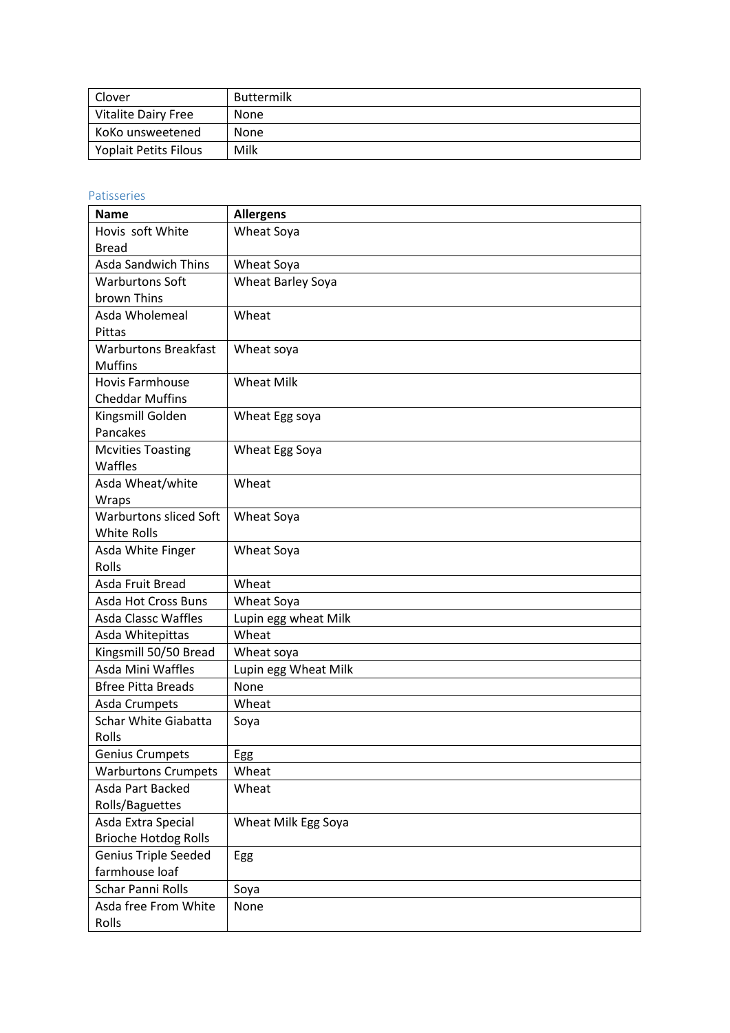| Clover | Buttermilk |
|---|---|
| Vitalite Dairy Free | None |
| KoKo unsweetened | None |
| Yoplait Petits Filous | Milk |

### Patisseries

| **Name** | **Allergens** |
|---|---|
| Hovis soft White Bread | Wheat Soya |
| Asda Sandwich Thins | Wheat Soya |
| Warburtons Soft brown Thins | Wheat Barley Soya |
| Asda Wholemeal Pittas | Wheat |
| Warburtons Breakfast Muffins | Wheat soya |
| Hovis Farmhouse Cheddar Muffins | Wheat Milk |
| Kingsmill Golden Pancakes | Wheat Egg soya |
| Mcvities Toasting Waffles | Wheat Egg Soya |
| Asda Wheat/white Wraps | Wheat |
| Warburtons sliced Soft White Rolls | Wheat Soya |
| Asda White Finger Rolls | Wheat Soya |
| Asda Fruit Bread | Wheat |
| Asda Hot Cross Buns | Wheat Soya |
| Asda Classc Waffles | Lupin egg wheat Milk |
| Asda Whitepittas | Wheat |
| Kingsmill 50/50 Bread | Wheat soya |
| Asda Mini Waffles | Lupin egg Wheat Milk |
| Bfree Pitta Breads | None |
| Asda Crumpets | Wheat |
| Schar White Giabatta Rolls | Soya |
| Genius Crumpets | Egg |
| Warburtons Crumpets | Wheat |
| Asda Part Backed Rolls/Baguettes | Wheat |
| Asda Extra Special Brioche Hotdog Rolls | Wheat Milk Egg Soya |
| Genius Triple Seeded farmhouse loaf | Egg |
| Schar Panni Rolls | Soya |
| Asda free From White Rolls | None |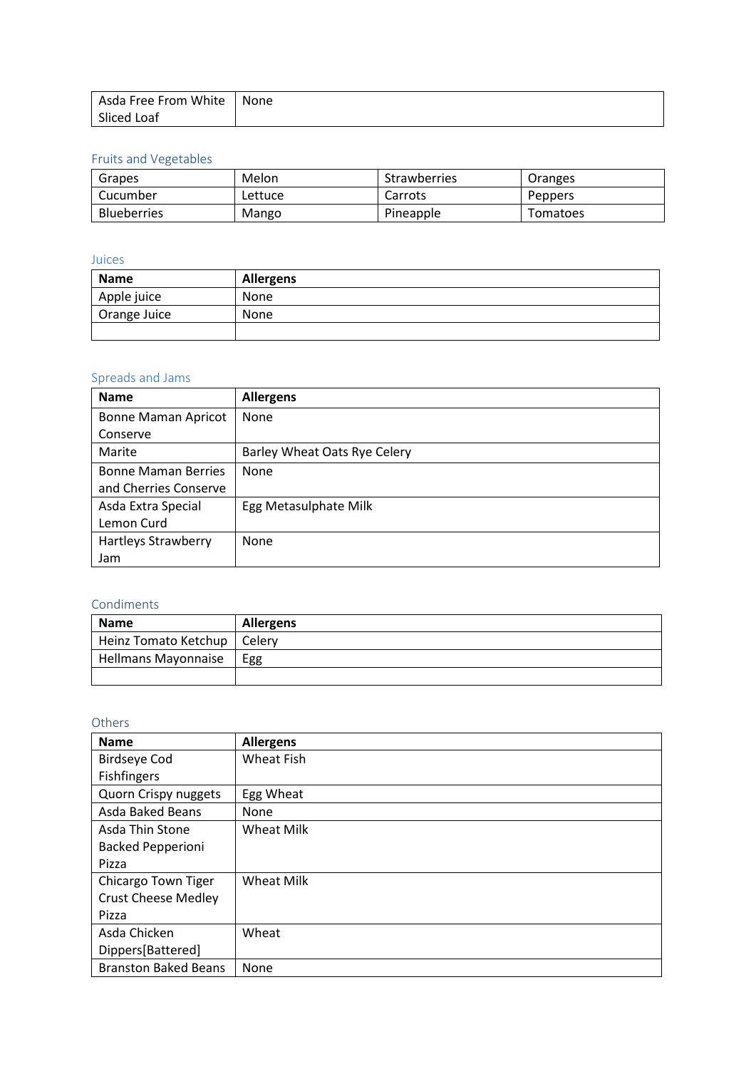| Asda Free From White Sliced Loaf | None |
|---|---|

## Fruits and Vegetables

| Grapes | Melon | Strawberries | Oranges |
|---|---|---|---|
| Cucumber | Lettuce | Carrots | Peppers |
| Blueberries | Mango | Pineapple | Tomatoes |

## Juices

| Name | Allergens |
|---|---|
| Apple juice | None |
| Orange Juice | None |
| | |

## Spreads and Jams

| Name | Allergens |
|---|---|
| Bonne Maman Apricot Conserve | None |
| Marite | Barley Wheat Oats Rye Celery |
| Bonne Maman Berries and Cherries Conserve | None |
| Asda Extra Special Lemon Curd | Egg Metasulphate Milk |
| Hartleys Strawberry Jam | None |

## Condiments

| Name | Allergens |
|---|---|
| Heinz Tomato Ketchup | Celery |
| Hellmans Mayonnaise | Egg |
| | |

## Others

| Name | Allergens |
|---|---|
| Birdseye Cod Fishfingers | Wheat Fish |
| Quorn Crispy nuggets | Egg Wheat |
| Asda Baked Beans | None |
| Asda Thin Stone Backed Pepperioni Pizza | Wheat Milk |
| Chicargo Town Tiger Crust Cheese Medley Pizza | Wheat Milk |
| Asda Chicken Dippers[Battered] | Wheat |
| Branston Baked Beans | None |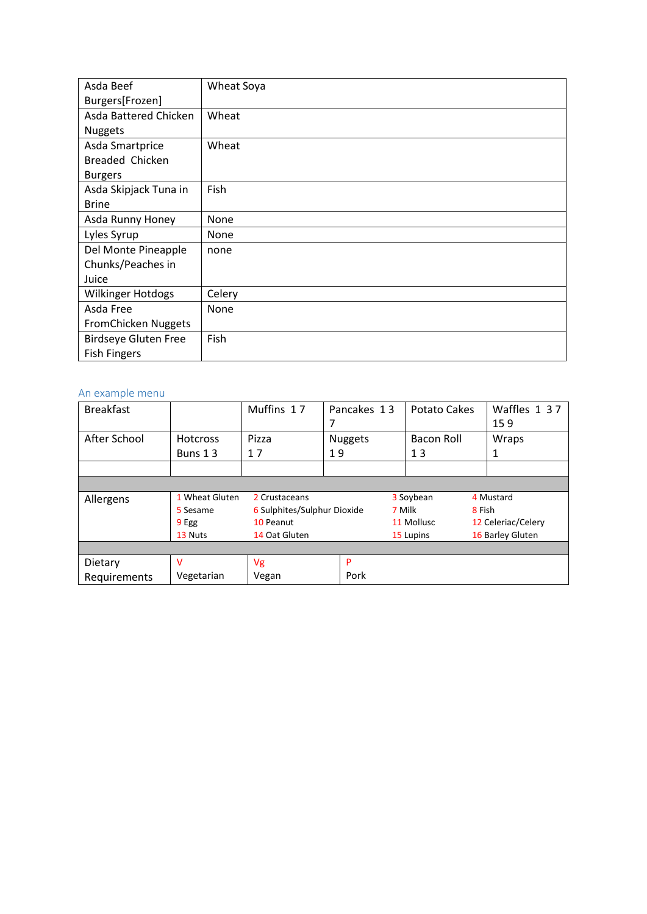| | |
|---|---|
| Asda Beef Burgers[Frozen] | Wheat Soya |
| Asda Battered Chicken Nuggets | Wheat |
| Asda Smartprice Breaded Chicken Burgers | Wheat |
| Asda Skipjack Tuna in Brine | Fish |
| Asda Runny Honey | None |
| Lyles Syrup | None |
| Del Monte Pineapple Chunks/Peaches in Juice | none |
| Wilkinger Hotdogs | Celery |
| Asda Free FromChicken Nuggets | None |
| Birdseye Gluten Free Fish Fingers | Fish |

## An example menu

| | | | | | |
|---|---|---|---|---|---|
| Breakfast | | Muffins 1 7 | Pancakes 1 3 7 | Potato Cakes | Waffles 1 3 7 15 9 |
| After School | Hotcross Buns 1 3 | Pizza 1 7 | Nuggets 1 9 | Bacon Roll 1 3 | Wraps 1 |
| | | | | | |

| | | | | |
|---|---|---|---|---|
| Allergens | 1 Wheat Gluten<br>5 Sesame<br>9 Egg<br>13 Nuts | 2 Crustaceans<br>6 Sulphites/Sulphur Dioxide<br>10 Peanut<br>14 Oat Gluten | 3 Soybean<br>7 Milk<br>11 Mollusc<br>15 Lupins | 4 Mustard<br>8 Fish<br>12 Celeriac/Celery<br>16 Barley Gluten |

| | | | |
|---|---|---|---|
| Dietary Requirements | V Vegetarian | Vg Vegan | P Pork |